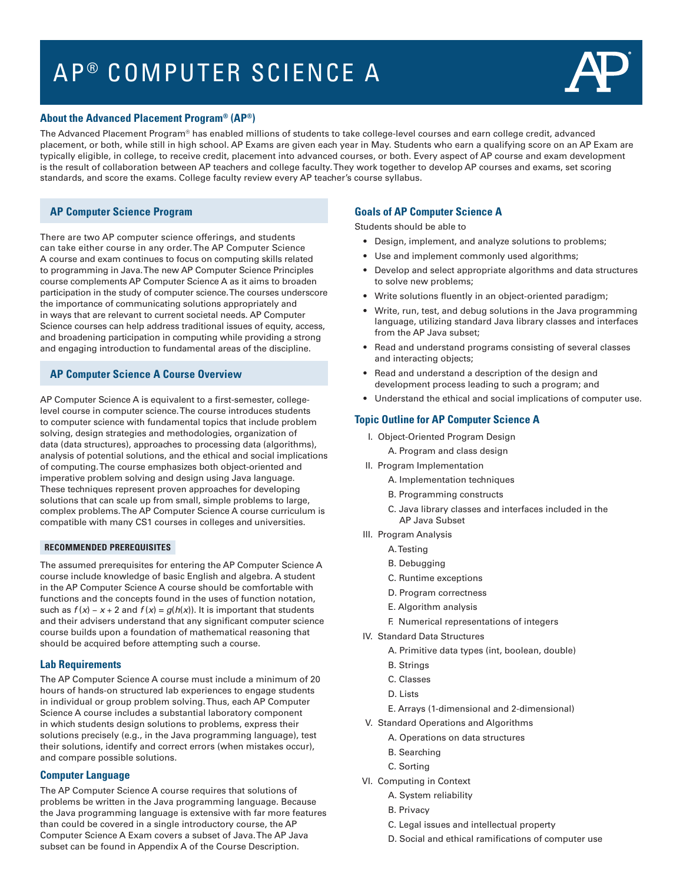# AP® COMPUTER SCIENCE A

## About the Advanced Placement Program® (AP®)

The Advanced Placement Program® has enabled millions of students to take college-level courses and earn college credit, advanced placement, or both, while still in high school. AP Exams are given each year in May. Students who earn a qualifying score on an AP Exam are typically eligible, in college, to receive credit, placement into advanced courses, or both. Every aspect of AP course and exam development is the result of collaboration between AP teachers and college faculty. They work together to develop AP courses and exams, set scoring standards, and score the exams. College faculty review every AP teacher's course syllabus.

## AP Computer Science Program

There are two AP computer science offerings, and students can take either course in any order. The AP Computer Science A course and exam continues to focus on computing skills related to programming in Java. The new AP Computer Science Principles course complements AP Computer Science A as it aims to broaden participation in the study of computer science. The courses underscore the importance of communicating solutions appropriately and in ways that are relevant to current societal needs. AP Computer Science courses can help address traditional issues of equity, access, and broadening participation in computing while providing a strong and engaging introduction to fundamental areas of the discipline.

## AP Computer Science A Course Overview

AP Computer Science A is equivalent to a first-semester, college-level course in computer science. The course introduces students to computer science with fundamental topics that include problem solving, design strategies and methodologies, organization of data (data structures), approaches to processing data (algorithms), analysis of potential solutions, and the ethical and social implications of computing. The course emphasizes both object-oriented and imperative problem solving and design using Java language. These techniques represent proven approaches for developing solutions that can scale up from small, simple problems to large, complex problems. The AP Computer Science A course curriculum is compatible with many CS1 courses in colleges and universities.

### RECOMMENDED PREREQUISITES

The assumed prerequisites for entering the AP Computer Science A course include knowledge of basic English and algebra. A student in the AP Computer Science A course should be comfortable with functions and the concepts found in the uses of function notation, such as $f(x) - x + 2$ and $f(x) = g(h(x))$. It is important that students and their advisers understand that any significant computer science course builds upon a foundation of mathematical reasoning that should be acquired before attempting such a course.

### Lab Requirements

The AP Computer Science A course must include a minimum of 20 hours of hands-on structured lab experiences to engage students in individual or group problem solving. Thus, each AP Computer Science A course includes a substantial laboratory component in which students design solutions to problems, express their solutions precisely (e.g., in the Java programming language), test their solutions, identify and correct errors (when mistakes occur), and compare possible solutions.

### Computer Language

The AP Computer Science A course requires that solutions of problems be written in the Java programming language. Because the Java programming language is extensive with far more features than could be covered in a single introductory course, the AP Computer Science A Exam covers a subset of Java. The AP Java subset can be found in Appendix A of the Course Description.

## Goals of AP Computer Science A

Students should be able to

- Design, implement, and analyze solutions to problems;
- Use and implement commonly used algorithms;
- Develop and select appropriate algorithms and data structures to solve new problems;
- Write solutions fluently in an object-oriented paradigm;
- Write, run, test, and debug solutions in the Java programming language, utilizing standard Java library classes and interfaces from the AP Java subset;
- Read and understand programs consisting of several classes and interacting objects;
- Read and understand a description of the design and development process leading to such a program; and
- Understand the ethical and social implications of computer use.

## Topic Outline for AP Computer Science A

I. Object-Oriented Program Design
   - A. Program and class design

II. Program Implementation
   - A. Implementation techniques
   - B. Programming constructs
   - C. Java library classes and interfaces included in the AP Java Subset

III. Program Analysis
   - A. Testing
   - B. Debugging
   - C. Runtime exceptions
   - D. Program correctness
   - E. Algorithm analysis
   - F. Numerical representations of integers

IV. Standard Data Structures
   - A. Primitive data types (int, boolean, double)
   - B. Strings
   - C. Classes
   - D. Lists
   - E. Arrays (1-dimensional and 2-dimensional)

V. Standard Operations and Algorithms
   - A. Operations on data structures
   - B. Searching
   - C. Sorting

VI. Computing in Context
   - A. System reliability
   - B. Privacy
   - C. Legal issues and intellectual property
   - D. Social and ethical ramifications of computer use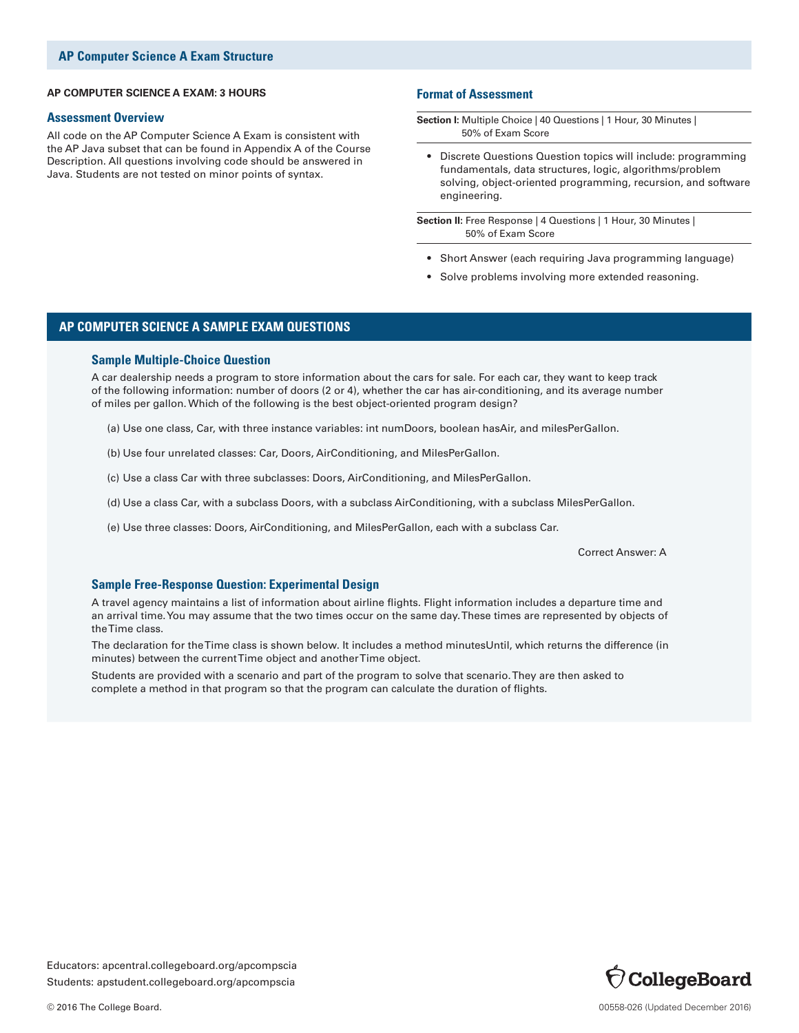## AP Computer Science A Exam Structure

**AP COMPUTER SCIENCE A EXAM: 3 HOURS**

### Assessment Overview

All code on the AP Computer Science A Exam is consistent with the AP Java subset that can be found in Appendix A of the Course Description. All questions involving code should be answered in Java. Students are not tested on minor points of syntax.

### Format of Assessment

**Section I:** Multiple Choice | 40 Questions | 1 Hour, 30 Minutes | 50% of Exam Score

- Discrete Questions Question topics will include: programming fundamentals, data structures, logic, algorithms/problem solving, object-oriented programming, recursion, and software engineering.

**Section II:** Free Response | 4 Questions | 1 Hour, 30 Minutes | 50% of Exam Score

- Short Answer (each requiring Java programming language)
- Solve problems involving more extended reasoning.

## AP COMPUTER SCIENCE A SAMPLE EXAM QUESTIONS

### Sample Multiple-Choice Question

A car dealership needs a program to store information about the cars for sale. For each car, they want to keep track of the following information: number of doors (2 or 4), whether the car has air-conditioning, and its average number of miles per gallon. Which of the following is the best object-oriented program design?

(a) Use one class, Car, with three instance variables: int numDoors, boolean hasAir, and milesPerGallon.

(b) Use four unrelated classes: Car, Doors, AirConditioning, and MilesPerGallon.

(c) Use a class Car with three subclasses: Doors, AirConditioning, and MilesPerGallon.

(d) Use a class Car, with a subclass Doors, with a subclass AirConditioning, with a subclass MilesPerGallon.

(e) Use three classes: Doors, AirConditioning, and MilesPerGallon, each with a subclass Car.

Correct Answer: A

### Sample Free-Response Question: Experimental Design

A travel agency maintains a list of information about airline flights. Flight information includes a departure time and an arrival time. You may assume that the two times occur on the same day. These times are represented by objects of the Time class.

The declaration for the Time class is shown below. It includes a method minutesUntil, which returns the difference (in minutes) between the current Time object and another Time object.

Students are provided with a scenario and part of the program to solve that scenario. They are then asked to complete a method in that program so that the program can calculate the duration of flights.

Educators: apcentral.collegeboard.org/apcompscia
Students: apstudent.collegeboard.org/apcompscia

© 2016 The College Board.

00558-026 (Updated December 2016)